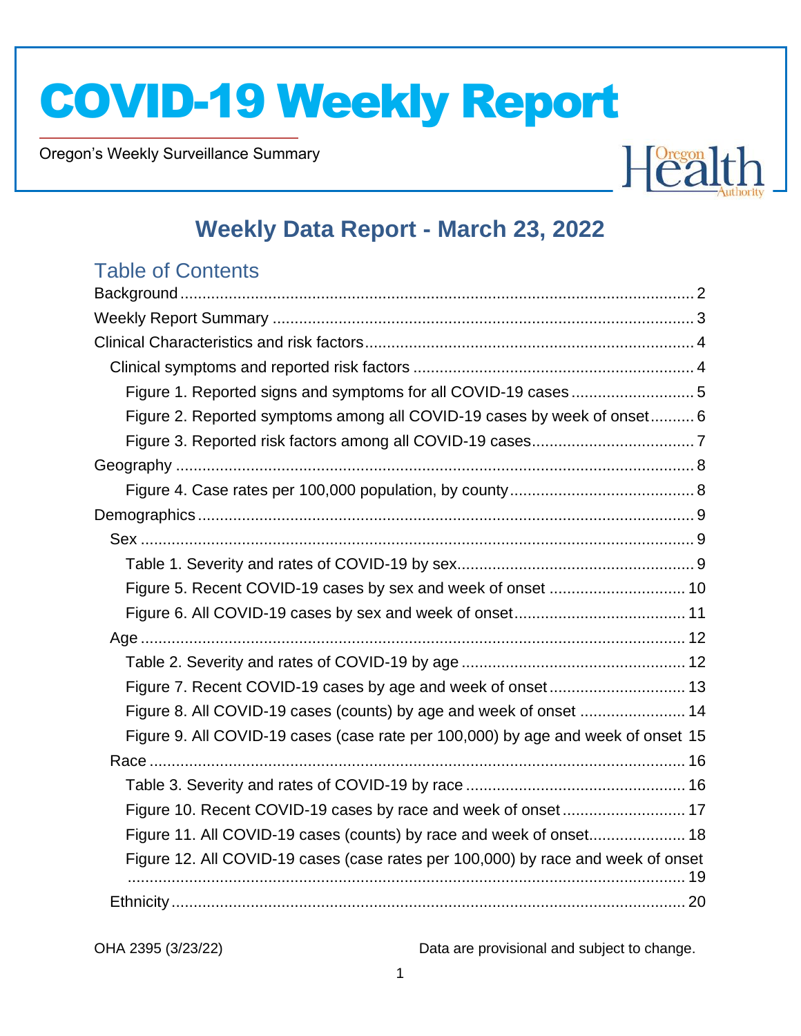# COVID-19 Weekly Report

Oregon's Weekly Surveillance Summary

## Weekly Data Report - March 23, 2022

### Table of Contents

- Background ... 2
- Weekly Report Summary ... 3
- Clinical Characteristics and risk factors ... 4
  - Clinical symptoms and reported risk factors ... 4
    - Figure 1. Reported signs and symptoms for all COVID-19 cases ... 5
    - Figure 2. Reported symptoms among all COVID-19 cases by week of onset ... 6
    - Figure 3. Reported risk factors among all COVID-19 cases ... 7
- Geography ... 8
    - Figure 4. Case rates per 100,000 population, by county ... 8
- Demographics ... 9
  - Sex ... 9
    - Table 1. Severity and rates of COVID-19 by sex ... 9
    - Figure 5. Recent COVID-19 cases by sex and week of onset ... 10
    - Figure 6. All COVID-19 cases by sex and week of onset ... 11
  - Age ... 12
    - Table 2. Severity and rates of COVID-19 by age ... 12
    - Figure 7. Recent COVID-19 cases by age and week of onset ... 13
    - Figure 8. All COVID-19 cases (counts) by age and week of onset ... 14
    - Figure 9. All COVID-19 cases (case rate per 100,000) by age and week of onset 15
  - Race ... 16
    - Table 3. Severity and rates of COVID-19 by race ... 16
    - Figure 10. Recent COVID-19 cases by race and week of onset ... 17
    - Figure 11. All COVID-19 cases (counts) by race and week of onset ... 18
    - Figure 12. All COVID-19 cases (case rates per 100,000) by race and week of onset ... 19
  - Ethnicity ... 20

OHA 2395 (3/23/22) Data are provisional and subject to change.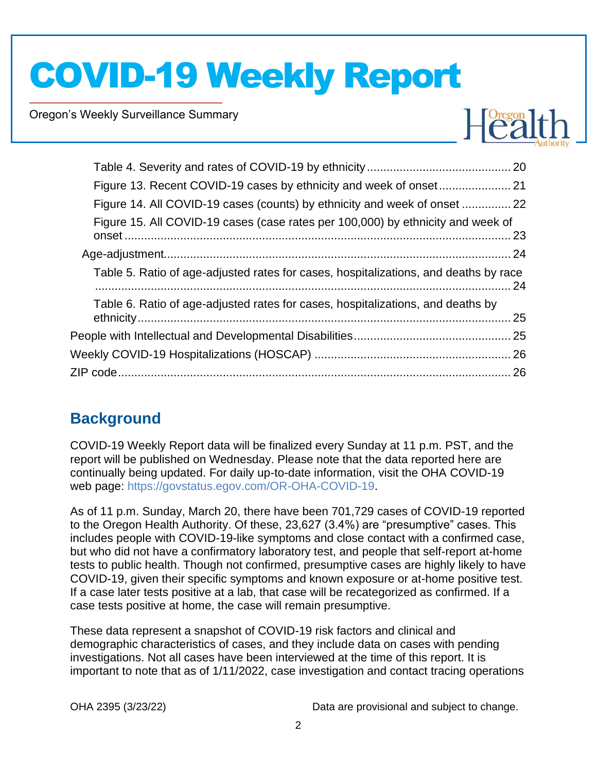Table 4. Severity and rates of COVID-19 by ethnicity ........................................... 20
Figure 13. Recent COVID-19 cases by ethnicity and week of onset ...................... 21
Figure 14. All COVID-19 cases (counts) by ethnicity and week of onset ............... 22
Figure 15. All COVID-19 cases (case rates per 100,000) by ethnicity and week of onset ...................................................................................................................... 23
Age-adjustment ........................................................................................................ 24
Table 5. Ratio of age-adjusted rates for cases, hospitalizations, and deaths by race ................................................................................................................................ 24
Table 6. Ratio of age-adjusted rates for cases, hospitalizations, and deaths by ethnicity ................................................................................................................. 25
People with Intellectual and Developmental Disabilities ............................................... 25
Weekly COVID-19 Hospitalizations (HOSCAP) ........................................................... 26
ZIP code ....................................................................................................................... 26

## Background

COVID-19 Weekly Report data will be finalized every Sunday at 11 p.m. PST, and the report will be published on Wednesday. Please note that the data reported here are continually being updated. For daily up-to-date information, visit the OHA COVID-19 web page: https://govstatus.egov.com/OR-OHA-COVID-19.

As of 11 p.m. Sunday, March 20, there have been 701,729 cases of COVID-19 reported to the Oregon Health Authority. Of these, 23,627 (3.4%) are "presumptive" cases. This includes people with COVID-19-like symptoms and close contact with a confirmed case, but who did not have a confirmatory laboratory test, and people that self-report at-home tests to public health. Though not confirmed, presumptive cases are highly likely to have COVID-19, given their specific symptoms and known exposure or at-home positive test. If a case later tests positive at a lab, that case will be recategorized as confirmed. If a case tests positive at home, the case will remain presumptive.

These data represent a snapshot of COVID-19 risk factors and clinical and demographic characteristics of cases, and they include data on cases with pending investigations. Not all cases have been interviewed at the time of this report. It is important to note that as of 1/11/2022, case investigation and contact tracing operations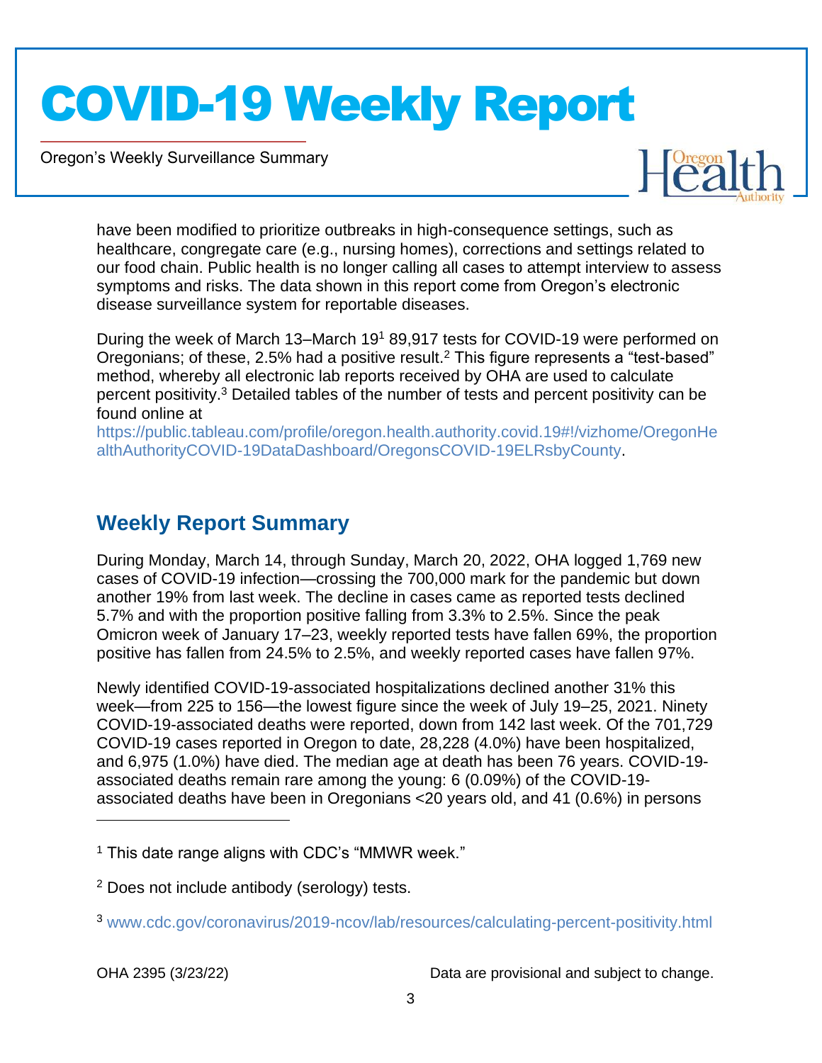have been modified to prioritize outbreaks in high-consequence settings, such as healthcare, congregate care (e.g., nursing homes), corrections and settings related to our food chain. Public health is no longer calling all cases to attempt interview to assess symptoms and risks. The data shown in this report come from Oregon's electronic disease surveillance system for reportable diseases.

During the week of March 13–March 19[1] 89,917 tests for COVID-19 were performed on Oregonians; of these, 2.5% had a positive result.[2] This figure represents a "test-based" method, whereby all electronic lab reports received by OHA are used to calculate percent positivity.[3] Detailed tables of the number of tests and percent positivity can be found online at https://public.tableau.com/profile/oregon.health.authority.covid.19#!/vizhome/OregonHealthAuthorityCOVID-19DataDashboard/OregonsCOVID-19ELRsbyCounty.

## Weekly Report Summary

During Monday, March 14, through Sunday, March 20, 2022, OHA logged 1,769 new cases of COVID-19 infection—crossing the 700,000 mark for the pandemic but down another 19% from last week. The decline in cases came as reported tests declined 5.7% and with the proportion positive falling from 3.3% to 2.5%. Since the peak Omicron week of January 17–23, weekly reported tests have fallen 69%, the proportion positive has fallen from 24.5% to 2.5%, and weekly reported cases have fallen 97%.

Newly identified COVID-19-associated hospitalizations declined another 31% this week—from 225 to 156—the lowest figure since the week of July 19–25, 2021. Ninety COVID-19-associated deaths were reported, down from 142 last week. Of the 701,729 COVID-19 cases reported in Oregon to date, 28,228 (4.0%) have been hospitalized, and 6,975 (1.0%) have died. The median age at death has been 76 years. COVID-19-associated deaths remain rare among the young: 6 (0.09%) of the COVID-19-associated deaths have been in Oregonians <20 years old, and 41 (0.6%) in persons

---

[1] This date range aligns with CDC's "MMWR week."

[2] Does not include antibody (serology) tests.

[3] www.cdc.gov/coronavirus/2019-ncov/lab/resources/calculating-percent-positivity.html

OHA 2395 (3/23/22) Data are provisional and subject to change.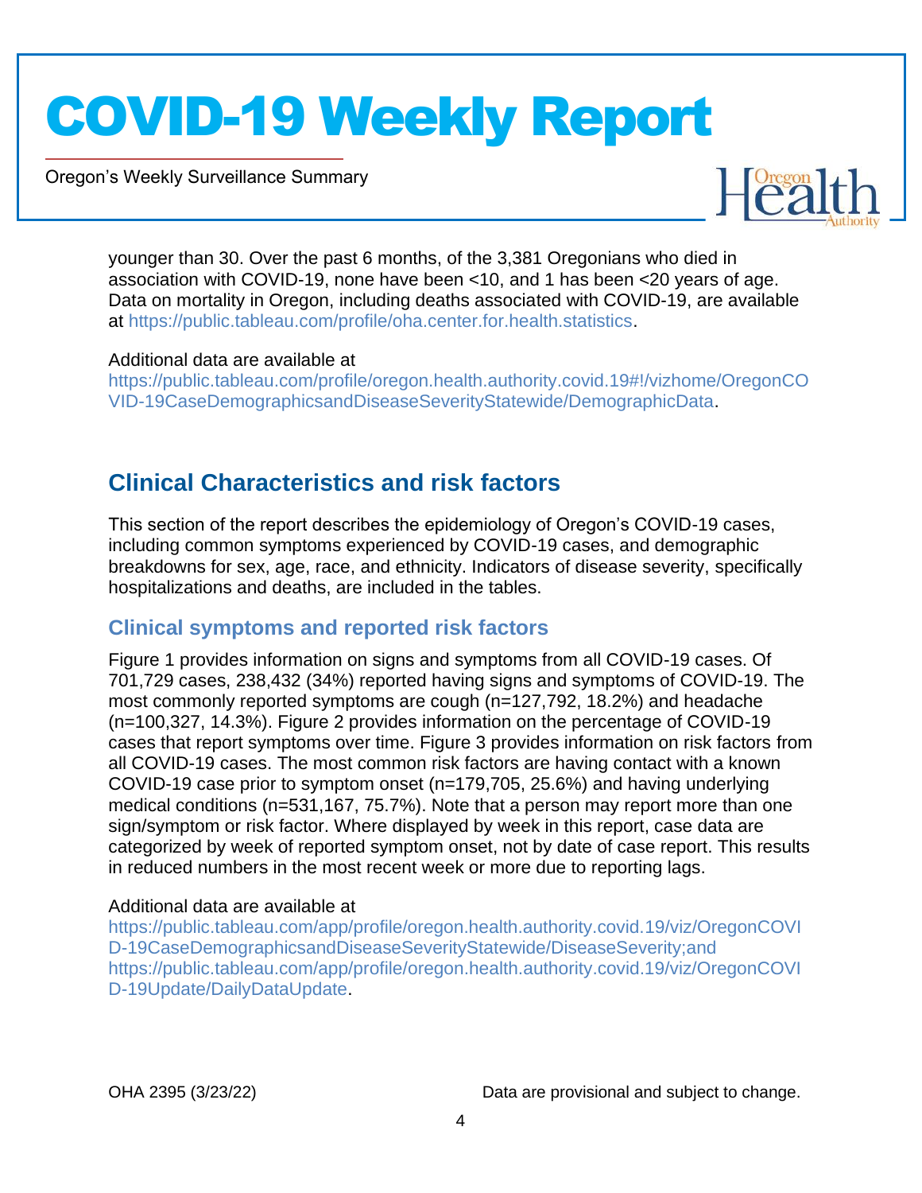younger than 30. Over the past 6 months, of the 3,381 Oregonians who died in association with COVID-19, none have been <10, and 1 has been <20 years of age. Data on mortality in Oregon, including deaths associated with COVID-19, are available at https://public.tableau.com/profile/oha.center.for.health.statistics.

Additional data are available at https://public.tableau.com/profile/oregon.health.authority.covid.19#!/vizhome/OregonCOVID-19CaseDemographicsandDiseaseSeverityStatewide/DemographicData.

## Clinical Characteristics and risk factors

This section of the report describes the epidemiology of Oregon's COVID-19 cases, including common symptoms experienced by COVID-19 cases, and demographic breakdowns for sex, age, race, and ethnicity. Indicators of disease severity, specifically hospitalizations and deaths, are included in the tables.

### Clinical symptoms and reported risk factors

Figure 1 provides information on signs and symptoms from all COVID-19 cases. Of 701,729 cases, 238,432 (34%) reported having signs and symptoms of COVID-19. The most commonly reported symptoms are cough (n=127,792, 18.2%) and headache (n=100,327, 14.3%). Figure 2 provides information on the percentage of COVID-19 cases that report symptoms over time. Figure 3 provides information on risk factors from all COVID-19 cases. The most common risk factors are having contact with a known COVID-19 case prior to symptom onset (n=179,705, 25.6%) and having underlying medical conditions (n=531,167, 75.7%). Note that a person may report more than one sign/symptom or risk factor. Where displayed by week in this report, case data are categorized by week of reported symptom onset, not by date of case report. This results in reduced numbers in the most recent week or more due to reporting lags.

Additional data are available at https://public.tableau.com/app/profile/oregon.health.authority.covid.19/viz/OregonCOVID-19CaseDemographicsandDiseaseSeverityStatewide/DiseaseSeverity;and https://public.tableau.com/app/profile/oregon.health.authority.covid.19/viz/OregonCOVID-19Update/DailyDataUpdate.

OHA 2395 (3/23/22) Data are provisional and subject to change.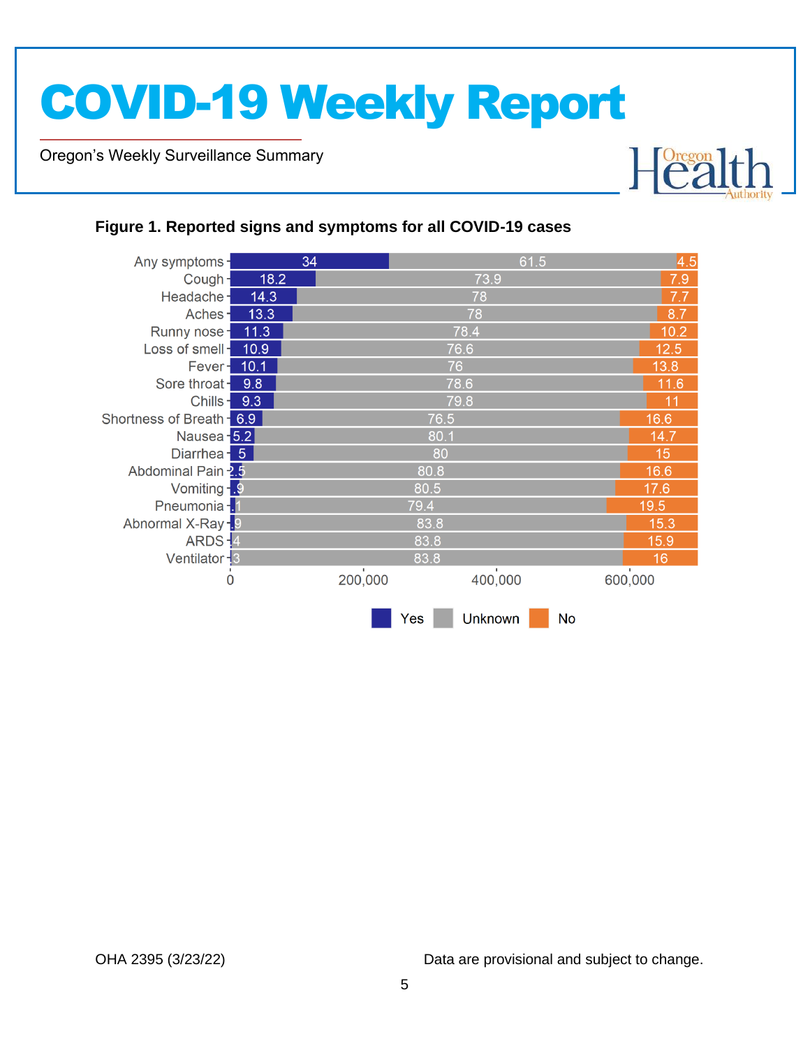**Figure 1. Reported signs and symptoms for all COVID-19 cases**

| Symptom | Yes | Unknown | No |
|---|---|---|---|
| Any symptoms | 34 | 61.5 | 4.5 |
| Cough | 18.2 | 73.9 | 7.9 |
| Headache | 14.3 | 78 | 7.7 |
| Aches | 13.3 | 78 | 8.7 |
| Runny nose | 11.3 | 78.4 | 10.2 |
| Loss of smell | 10.9 | 76.6 | 12.5 |
| Fever | 10.1 | 76 | 13.8 |
| Sore throat | 9.8 | 78.6 | 11.6 |
| Chills | 9.3 | 79.8 | 11 |
| Shortness of Breath | 6.9 | 76.5 | 16.6 |
| Nausea | 5.2 | 80.1 | 14.7 |
| Diarrhea | 5 | 80 | 15 |
| Abdominal Pain | 2.5 | 80.8 | 16.6 |
| Vomiting | .9 | 80.5 | 17.6 |
| Pneumonia | 1 | 79.4 | 19.5 |
| Abnormal X-Ray | .9 | 83.8 | 15.3 |
| ARDS | .4 | 83.8 | 15.9 |
| Ventilator | .3 | 83.8 | 16 |

OHA 2395 (3/23/22)

Data are provisional and subject to change.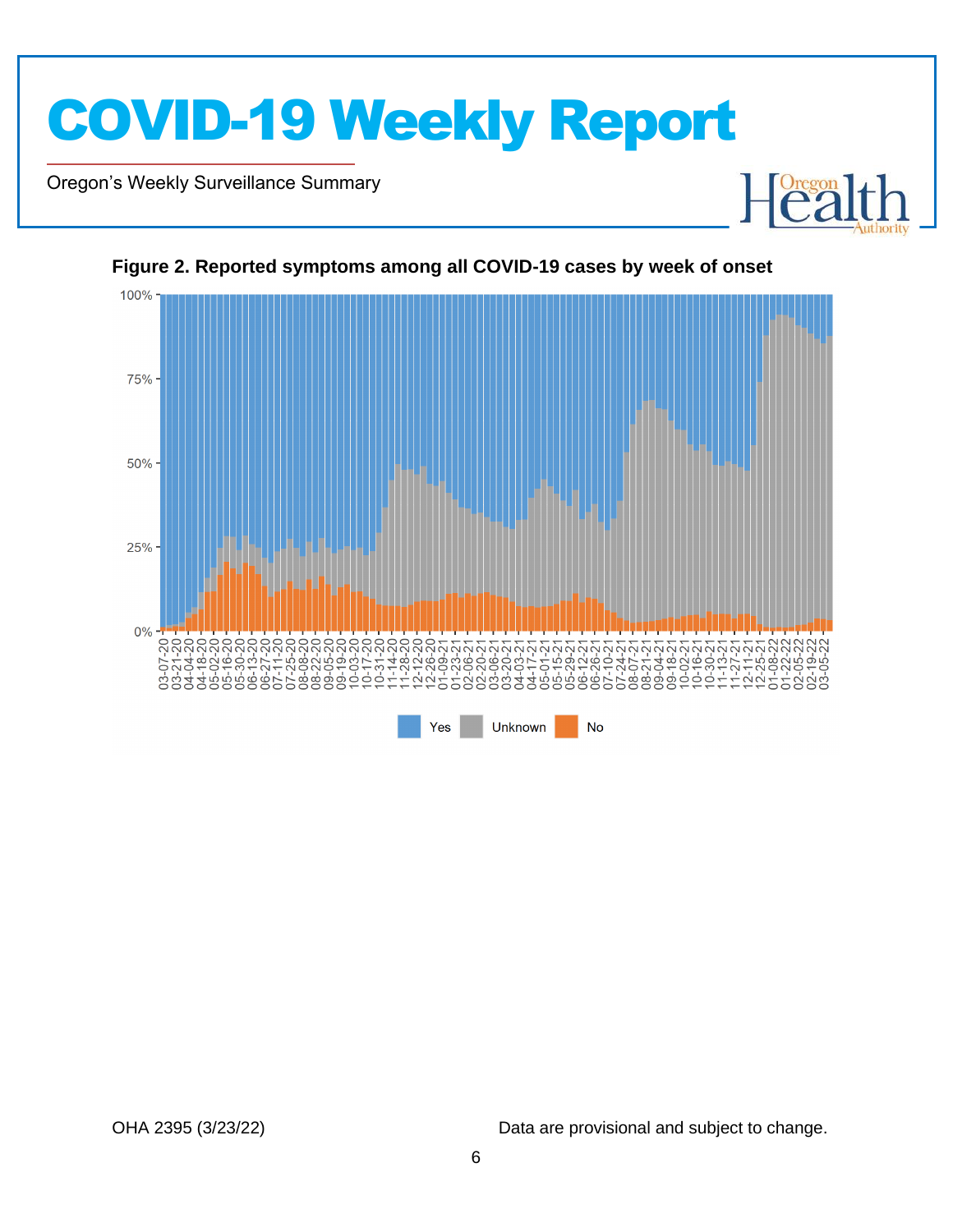**Figure 2. Reported symptoms among all COVID-19 cases by week of onset**

Data are provisional and subject to change.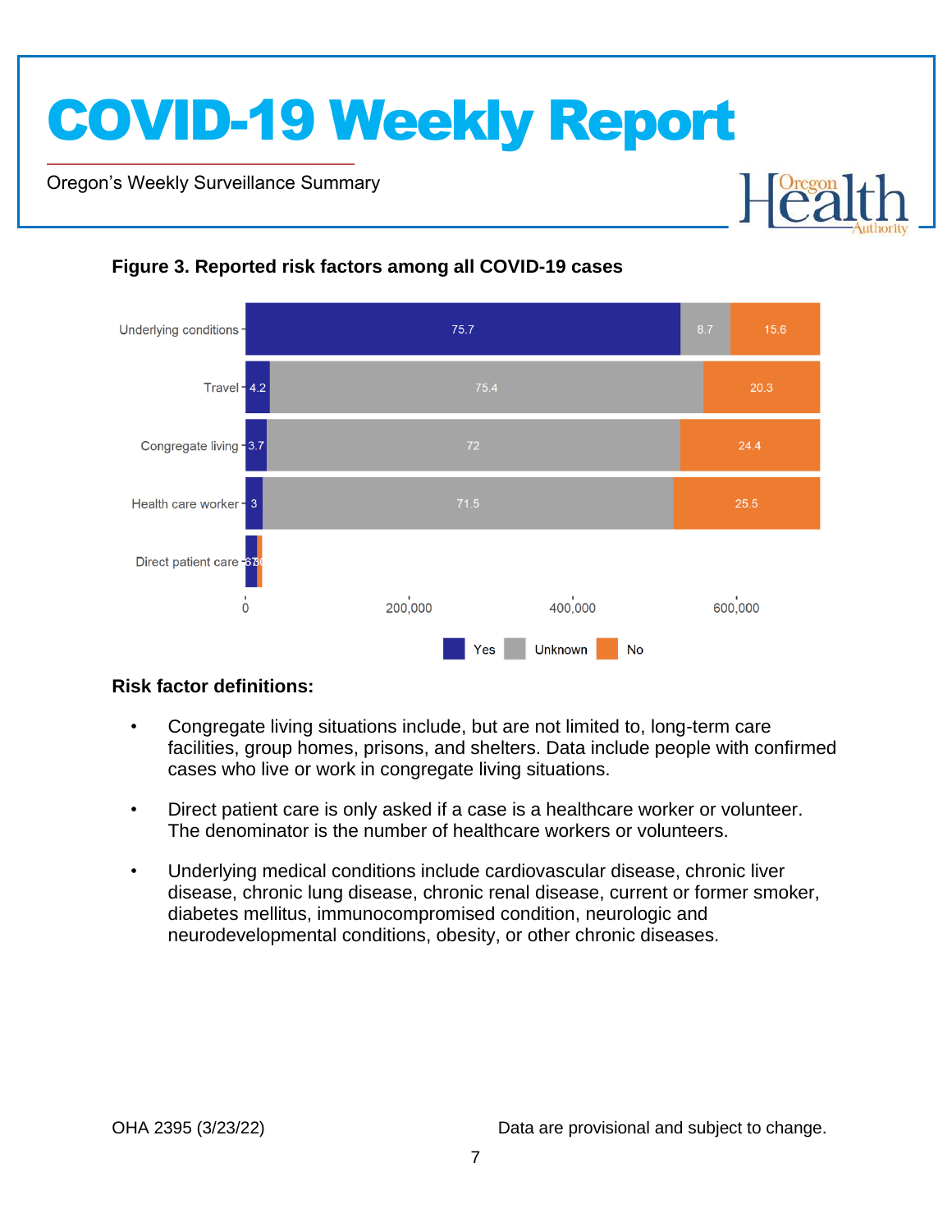### Figure 3. Reported risk factors among all COVID-19 cases

| Risk factor | Yes | Unknown | No |
|---|---|---|---|
| Underlying conditions | 75.7 | 8.7 | 15.6 |
| Travel | 4.2 | 75.4 | 20.3 |
| Congregate living | 3.7 | 72 | 24.4 |
| Health care worker | 3 | 71.5 | 25.5 |
| Direct patient care | 67 | | 30 |

### Risk factor definitions:

- Congregate living situations include, but are not limited to, long-term care facilities, group homes, prisons, and shelters. Data include people with confirmed cases who live or work in congregate living situations.
- Direct patient care is only asked if a case is a healthcare worker or volunteer. The denominator is the number of healthcare workers or volunteers.
- Underlying medical conditions include cardiovascular disease, chronic liver disease, chronic lung disease, chronic renal disease, current or former smoker, diabetes mellitus, immunocompromised condition, neurologic and neurodevelopmental conditions, obesity, or other chronic diseases.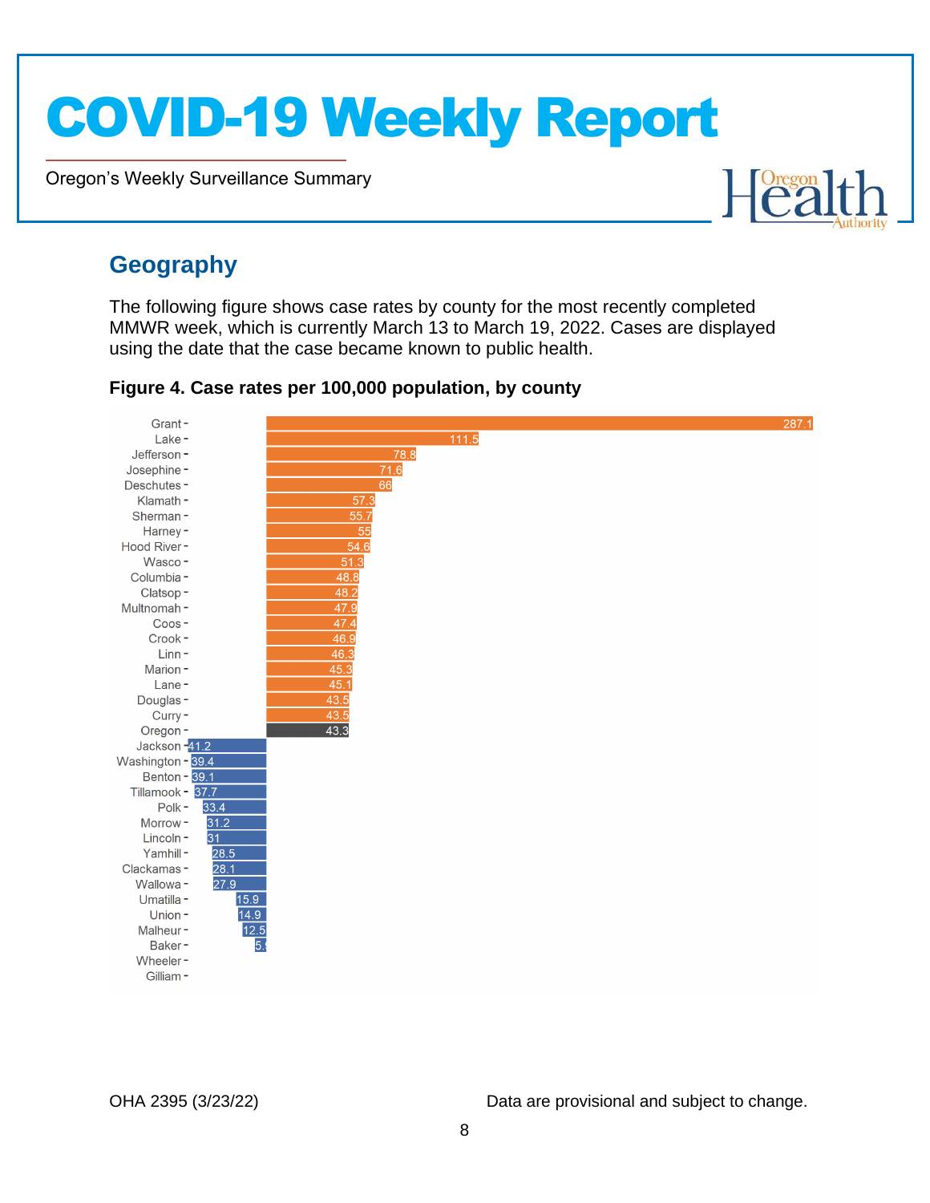## Geography

The following figure shows case rates by county for the most recently completed MMWR week, which is currently March 13 to March 19, 2022. Cases are displayed using the date that the case became known to public health.

**Figure 4. Case rates per 100,000 population, by county**

| County | Case rate per 100,000 |
|---|---|
| Grant | 287.1 |
| Lake | 111.5 |
| Jefferson | 78.8 |
| Josephine | 71.6 |
| Deschutes | 66 |
| Klamath | 57.3 |
| Sherman | 55.7 |
| Harney | 55 |
| Hood River | 54.6 |
| Wasco | 51.3 |
| Columbia | 48.8 |
| Clatsop | 48.2 |
| Multnomah | 47.9 |
| Coos | 47.4 |
| Crook | 46.9 |
| Linn | 46.3 |
| Marion | 45.3 |
| Lane | 45.1 |
| Douglas | 43.5 |
| Curry | 43.5 |
| Oregon | 43.3 |
| Jackson | 41.2 |
| Washington | 39.4 |
| Benton | 39.1 |
| Tillamook | 37.7 |
| Polk | 33.4 |
| Morrow | 31.2 |
| Lincoln | 31 |
| Yamhill | 28.5 |
| Clackamas | 28.1 |
| Wallowa | 27.9 |
| Umatilla | 15.9 |
| Union | 14.9 |
| Malheur | 12.5 |
| Baker | 5. |
| Wheeler | |
| Gilliam | |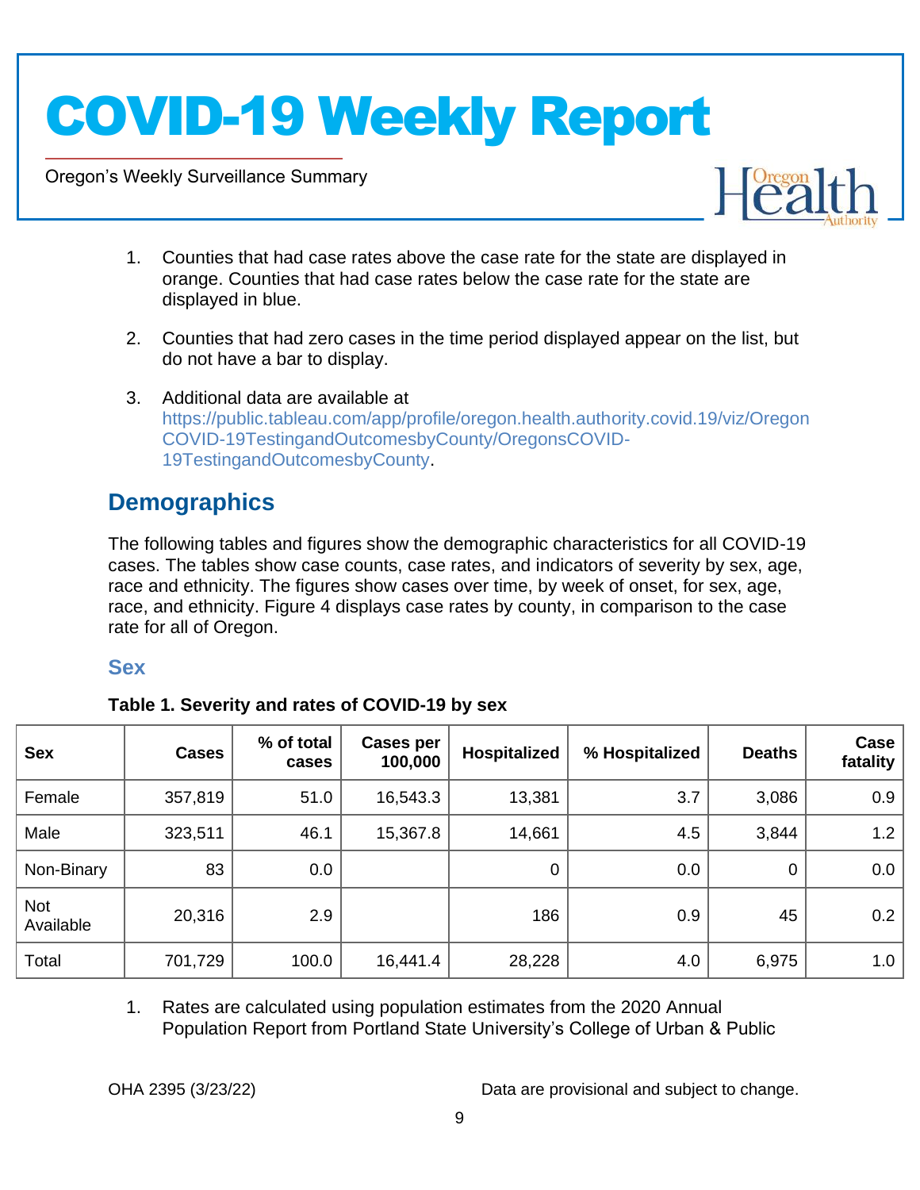1. Counties that had case rates above the case rate for the state are displayed in orange. Counties that had case rates below the case rate for the state are displayed in blue.

2. Counties that had zero cases in the time period displayed appear on the list, but do not have a bar to display.

3. Additional data are available at https://public.tableau.com/app/profile/oregon.health.authority.covid.19/viz/OregonCOVID-19TestingandOutcomesbyCounty/OregonsCOVID-19TestingandOutcomesbyCounty.

## Demographics

The following tables and figures show the demographic characteristics for all COVID-19 cases. The tables show case counts, case rates, and indicators of severity by sex, age, race and ethnicity. The figures show cases over time, by week of onset, for sex, age, race, and ethnicity. Figure 4 displays case rates by county, in comparison to the case rate for all of Oregon.

### Sex

**Table 1. Severity and rates of COVID-19 by sex**

| Sex | Cases | % of total cases | Cases per 100,000 | Hospitalized | % Hospitalized | Deaths | Case fatality |
|---|---|---|---|---|---|---|---|
| Female | 357,819 | 51.0 | 16,543.3 | 13,381 | 3.7 | 3,086 | 0.9 |
| Male | 323,511 | 46.1 | 15,367.8 | 14,661 | 4.5 | 3,844 | 1.2 |
| Non-Binary | 83 | 0.0 | | 0 | 0.0 | 0 | 0.0 |
| Not Available | 20,316 | 2.9 | | 186 | 0.9 | 45 | 0.2 |
| Total | 701,729 | 100.0 | 16,441.4 | 28,228 | 4.0 | 6,975 | 1.0 |

1. Rates are calculated using population estimates from the 2020 Annual Population Report from Portland State University's College of Urban & Public

OHA 2395 (3/23/22) Data are provisional and subject to change.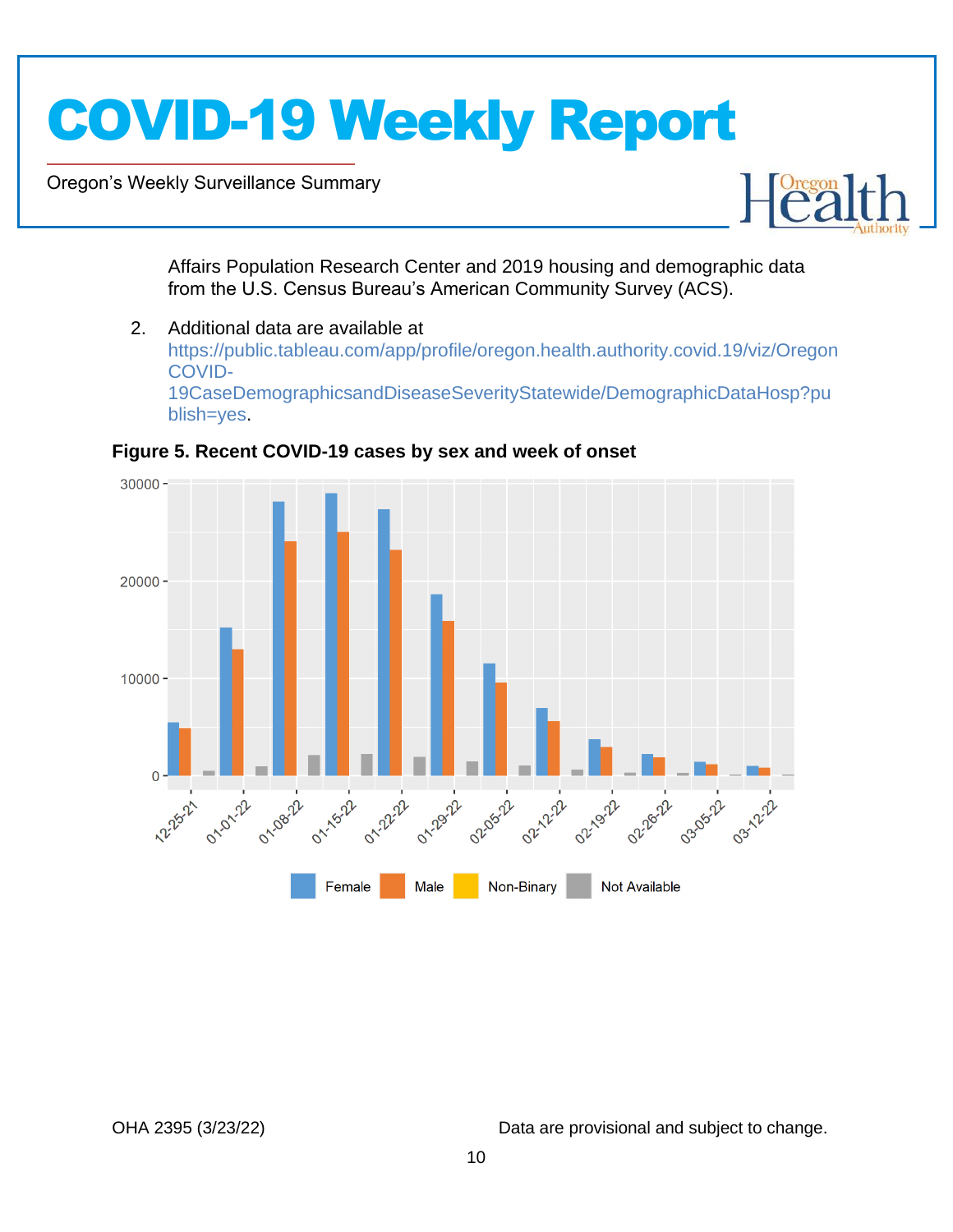Affairs Population Research Center and 2019 housing and demographic data from the U.S. Census Bureau's American Community Survey (ACS).

2. Additional data are available at https://public.tableau.com/app/profile/oregon.health.authority.covid.19/viz/OregonCOVID-19CaseDemographicsandDiseaseSeverityStatewide/DemographicDataHosp?publish=yes.

**Figure 5. Recent COVID-19 cases by sex and week of onset**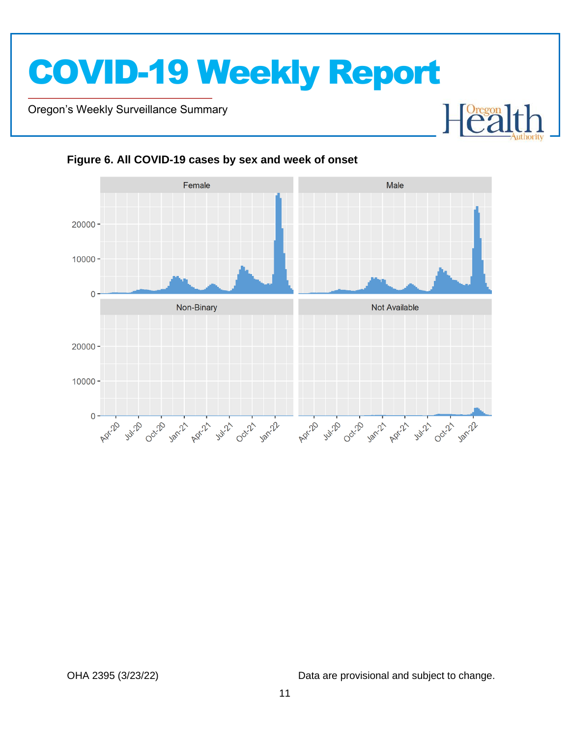**Figure 6. All COVID-19 cases by sex and week of onset**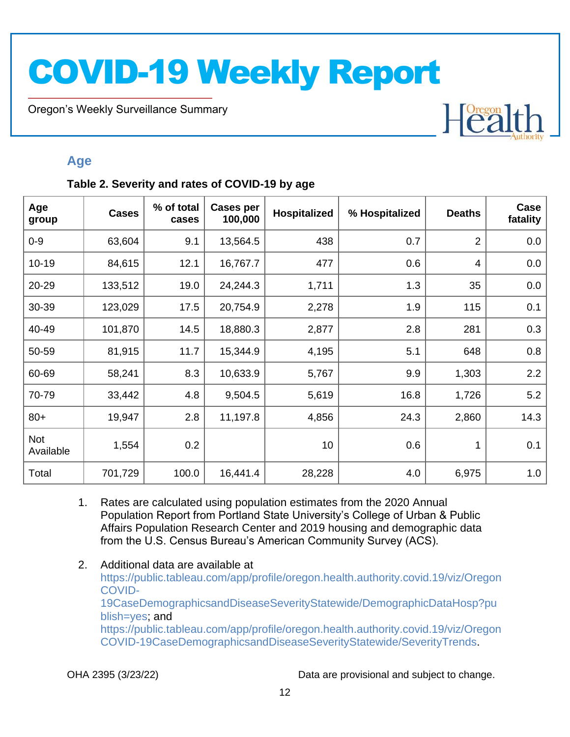## Age

**Table 2. Severity and rates of COVID-19 by age**

| Age group | Cases | % of total cases | Cases per 100,000 | Hospitalized | % Hospitalized | Deaths | Case fatality |
|---|---|---|---|---|---|---|---|
| 0-9 | 63,604 | 9.1 | 13,564.5 | 438 | 0.7 | 2 | 0.0 |
| 10-19 | 84,615 | 12.1 | 16,767.7 | 477 | 0.6 | 4 | 0.0 |
| 20-29 | 133,512 | 19.0 | 24,244.3 | 1,711 | 1.3 | 35 | 0.0 |
| 30-39 | 123,029 | 17.5 | 20,754.9 | 2,278 | 1.9 | 115 | 0.1 |
| 40-49 | 101,870 | 14.5 | 18,880.3 | 2,877 | 2.8 | 281 | 0.3 |
| 50-59 | 81,915 | 11.7 | 15,344.9 | 4,195 | 5.1 | 648 | 0.8 |
| 60-69 | 58,241 | 8.3 | 10,633.9 | 5,767 | 9.9 | 1,303 | 2.2 |
| 70-79 | 33,442 | 4.8 | 9,504.5 | 5,619 | 16.8 | 1,726 | 5.2 |
| 80+ | 19,947 | 2.8 | 11,197.8 | 4,856 | 24.3 | 2,860 | 14.3 |
| Not Available | 1,554 | 0.2 | | 10 | 0.6 | 1 | 0.1 |
| Total | 701,729 | 100.0 | 16,441.4 | 28,228 | 4.0 | 6,975 | 1.0 |

1. Rates are calculated using population estimates from the 2020 Annual Population Report from Portland State University's College of Urban & Public Affairs Population Research Center and 2019 housing and demographic data from the U.S. Census Bureau's American Community Survey (ACS).

2. Additional data are available at https://public.tableau.com/app/profile/oregon.health.authority.covid.19/viz/OregonCOVID-19CaseDemographicsandDiseaseSeverityStatewide/DemographicDataHosp?publish=yes; and https://public.tableau.com/app/profile/oregon.health.authority.covid.19/viz/OregonCOVID-19CaseDemographicsandDiseaseSeverityStatewide/SeverityTrends.

OHA 2395 (3/23/22) Data are provisional and subject to change.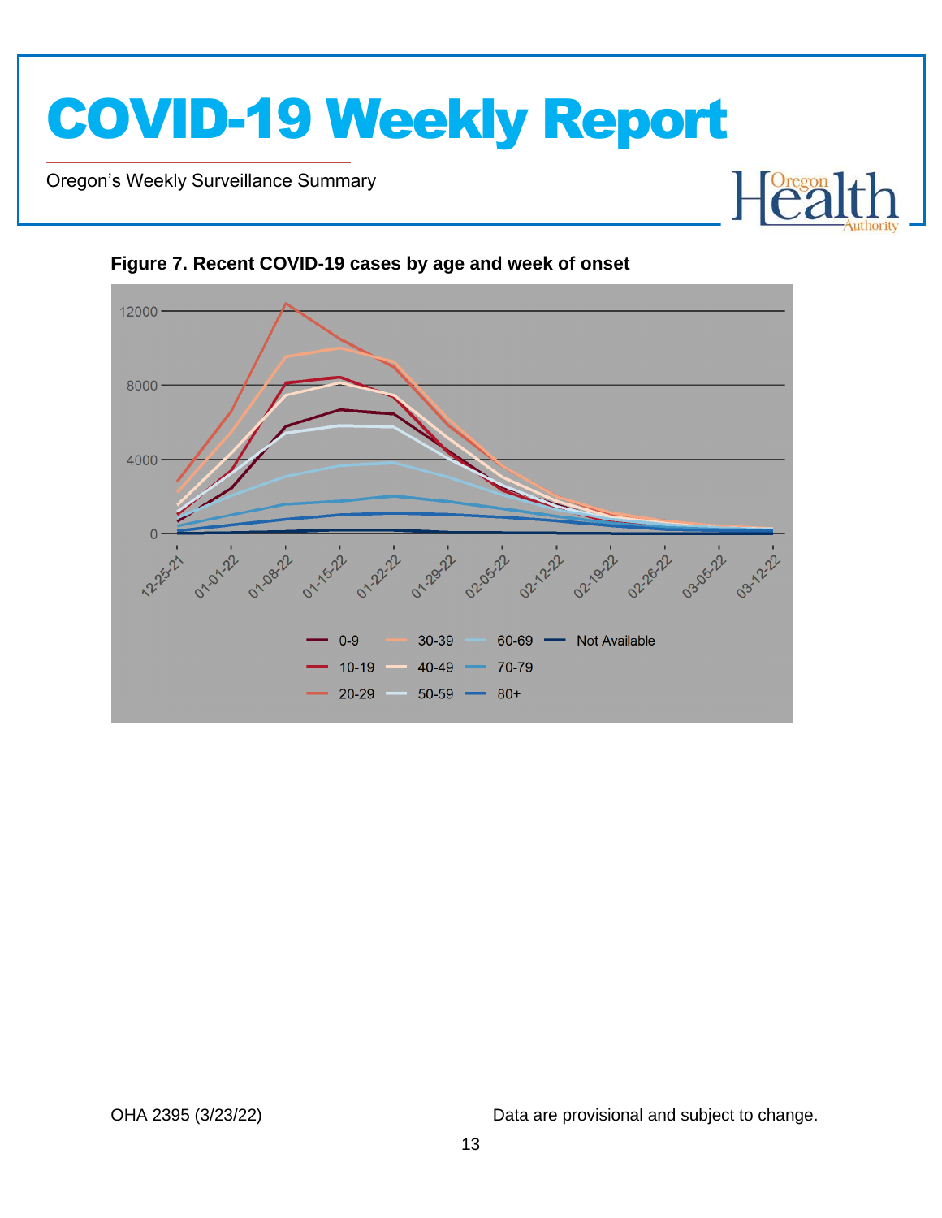**Figure 7. Recent COVID-19 cases by age and week of onset**

OHA 2395 (3/23/22) Data are provisional and subject to change.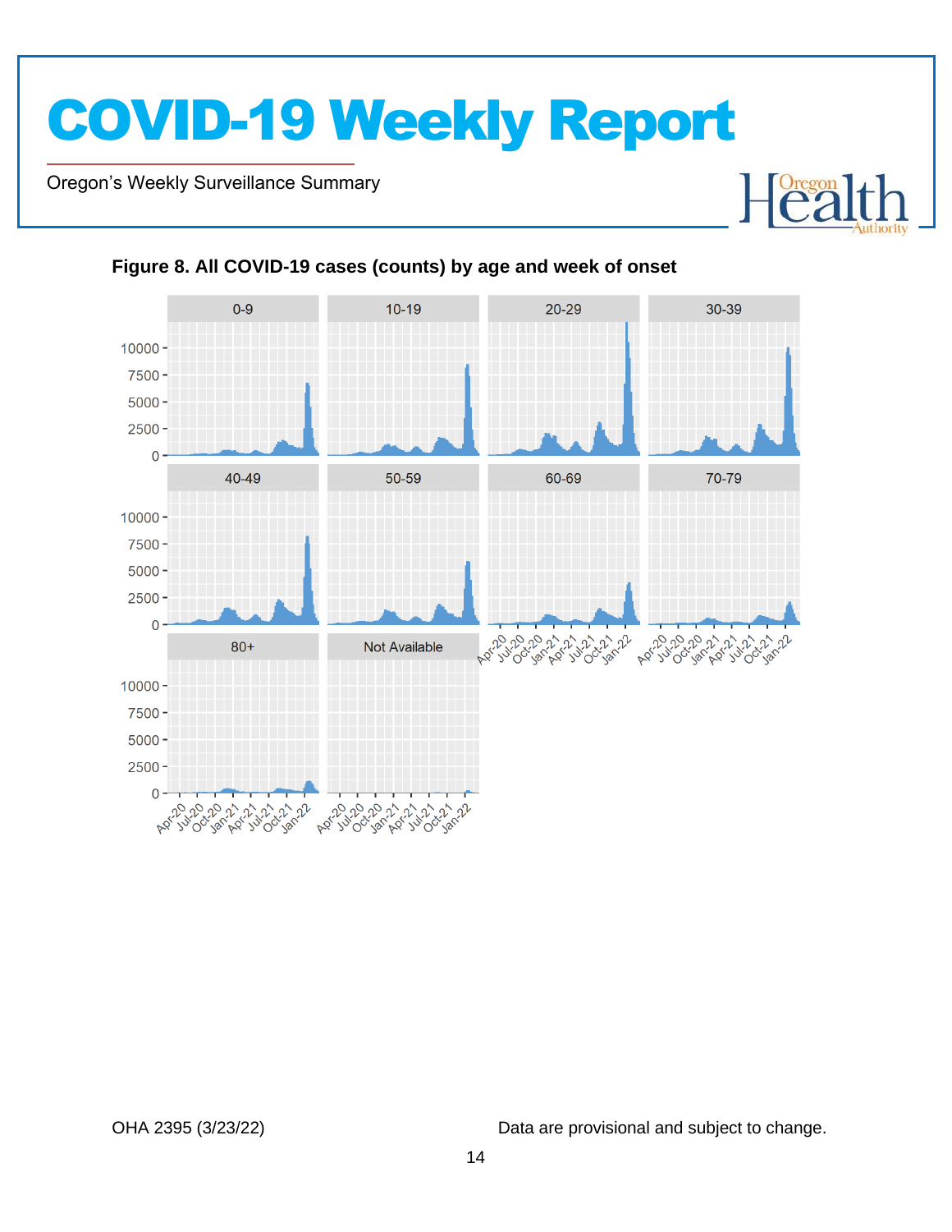**Figure 8. All COVID-19 cases (counts) by age and week of onset**

OHA 2395 (3/23/22)

Data are provisional and subject to change.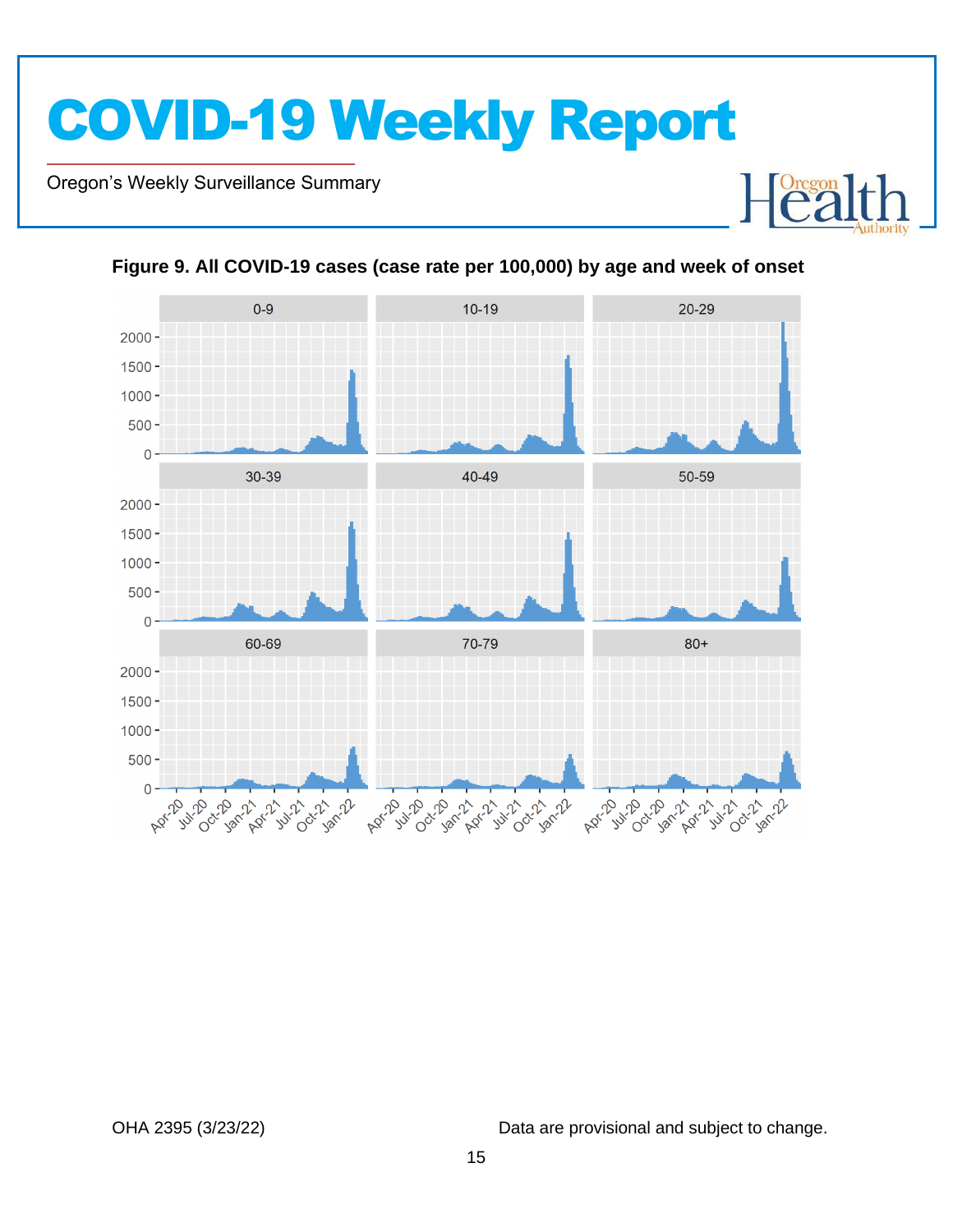**Figure 9. All COVID-19 cases (case rate per 100,000) by age and week of onset**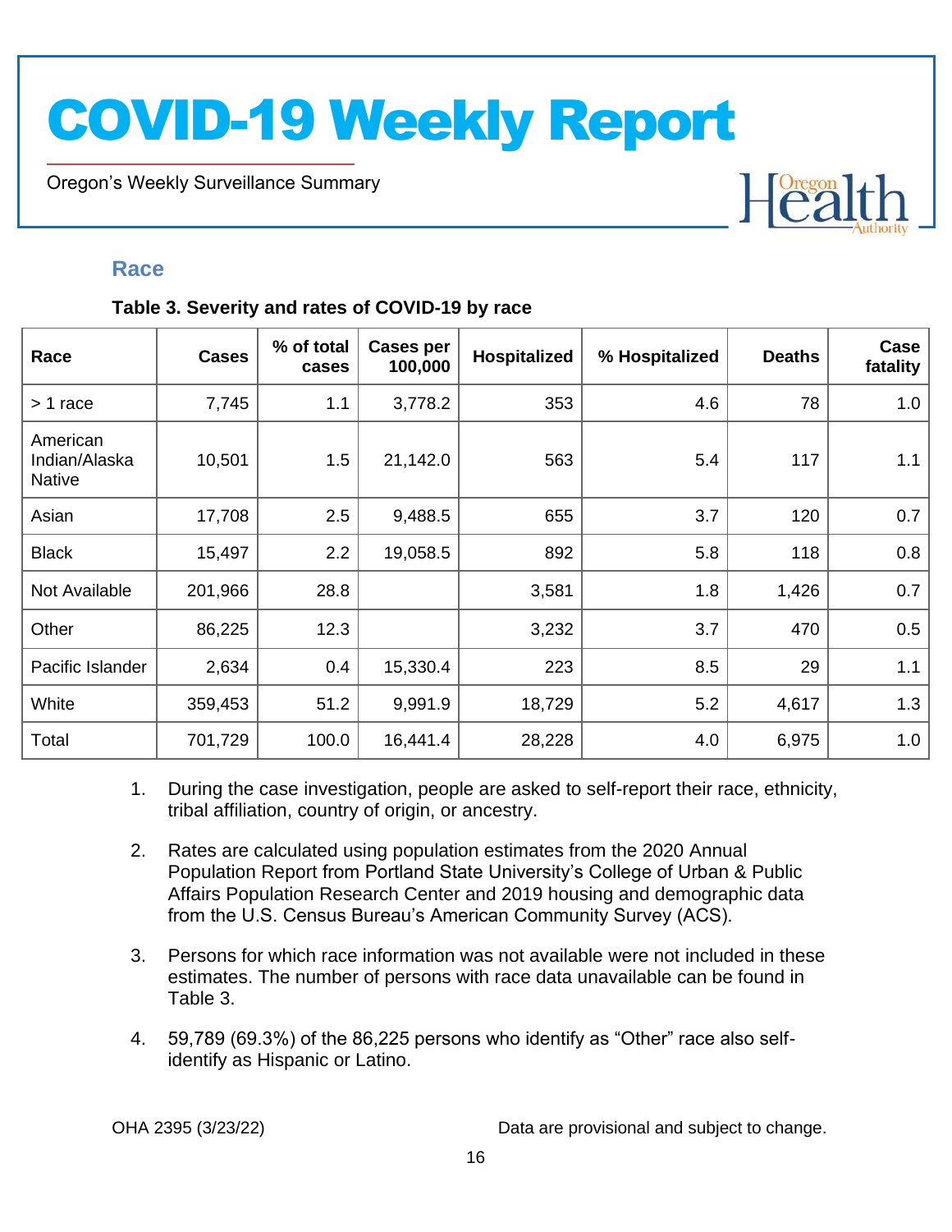## Race

**Table 3. Severity and rates of COVID-19 by race**

| Race | Cases | % of total cases | Cases per 100,000 | Hospitalized | % Hospitalized | Deaths | Case fatality |
|---|---|---|---|---|---|---|---|
| > 1 race | 7,745 | 1.1 | 3,778.2 | 353 | 4.6 | 78 | 1.0 |
| American Indian/Alaska Native | 10,501 | 1.5 | 21,142.0 | 563 | 5.4 | 117 | 1.1 |
| Asian | 17,708 | 2.5 | 9,488.5 | 655 | 3.7 | 120 | 0.7 |
| Black | 15,497 | 2.2 | 19,058.5 | 892 | 5.8 | 118 | 0.8 |
| Not Available | 201,966 | 28.8 | | 3,581 | 1.8 | 1,426 | 0.7 |
| Other | 86,225 | 12.3 | | 3,232 | 3.7 | 470 | 0.5 |
| Pacific Islander | 2,634 | 0.4 | 15,330.4 | 223 | 8.5 | 29 | 1.1 |
| White | 359,453 | 51.2 | 9,991.9 | 18,729 | 5.2 | 4,617 | 1.3 |
| Total | 701,729 | 100.0 | 16,441.4 | 28,228 | 4.0 | 6,975 | 1.0 |

1. During the case investigation, people are asked to self-report their race, ethnicity, tribal affiliation, country of origin, or ancestry.
2. Rates are calculated using population estimates from the 2020 Annual Population Report from Portland State University's College of Urban & Public Affairs Population Research Center and 2019 housing and demographic data from the U.S. Census Bureau's American Community Survey (ACS).
3. Persons for which race information was not available were not included in these estimates. The number of persons with race data unavailable can be found in Table 3.
4. 59,789 (69.3%) of the 86,225 persons who identify as "Other" race also self-identify as Hispanic or Latino.

OHA 2395 (3/23/22) Data are provisional and subject to change.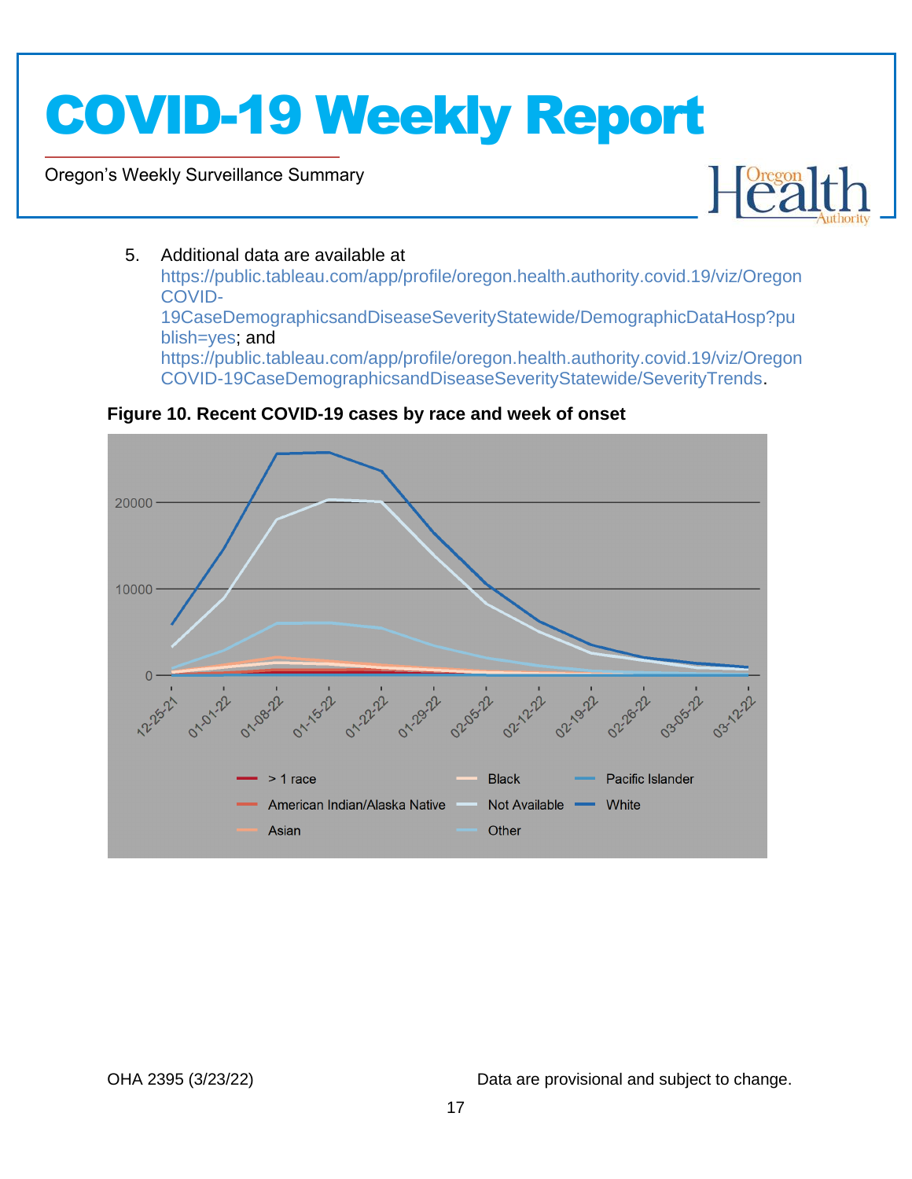5. Additional data are available at https://public.tableau.com/app/profile/oregon.health.authority.covid.19/viz/OregonCOVID-19CaseDemographicsandDiseaseSeverityStatewide/DemographicDataHosp?publish=yes; and https://public.tableau.com/app/profile/oregon.health.authority.covid.19/viz/OregonCOVID-19CaseDemographicsandDiseaseSeverityStatewide/SeverityTrends.

**Figure 10. Recent COVID-19 cases by race and week of onset**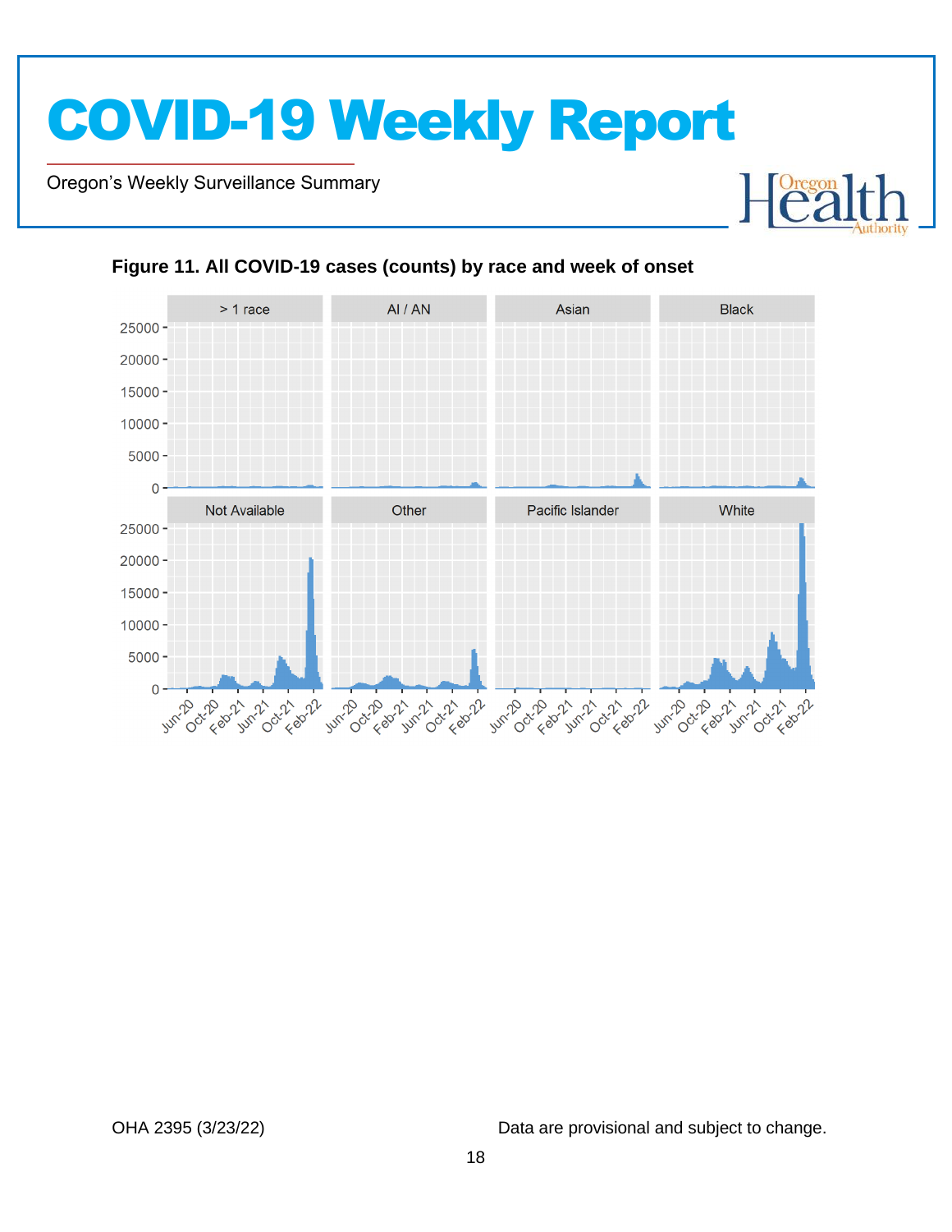**Figure 11. All COVID-19 cases (counts) by race and week of onset**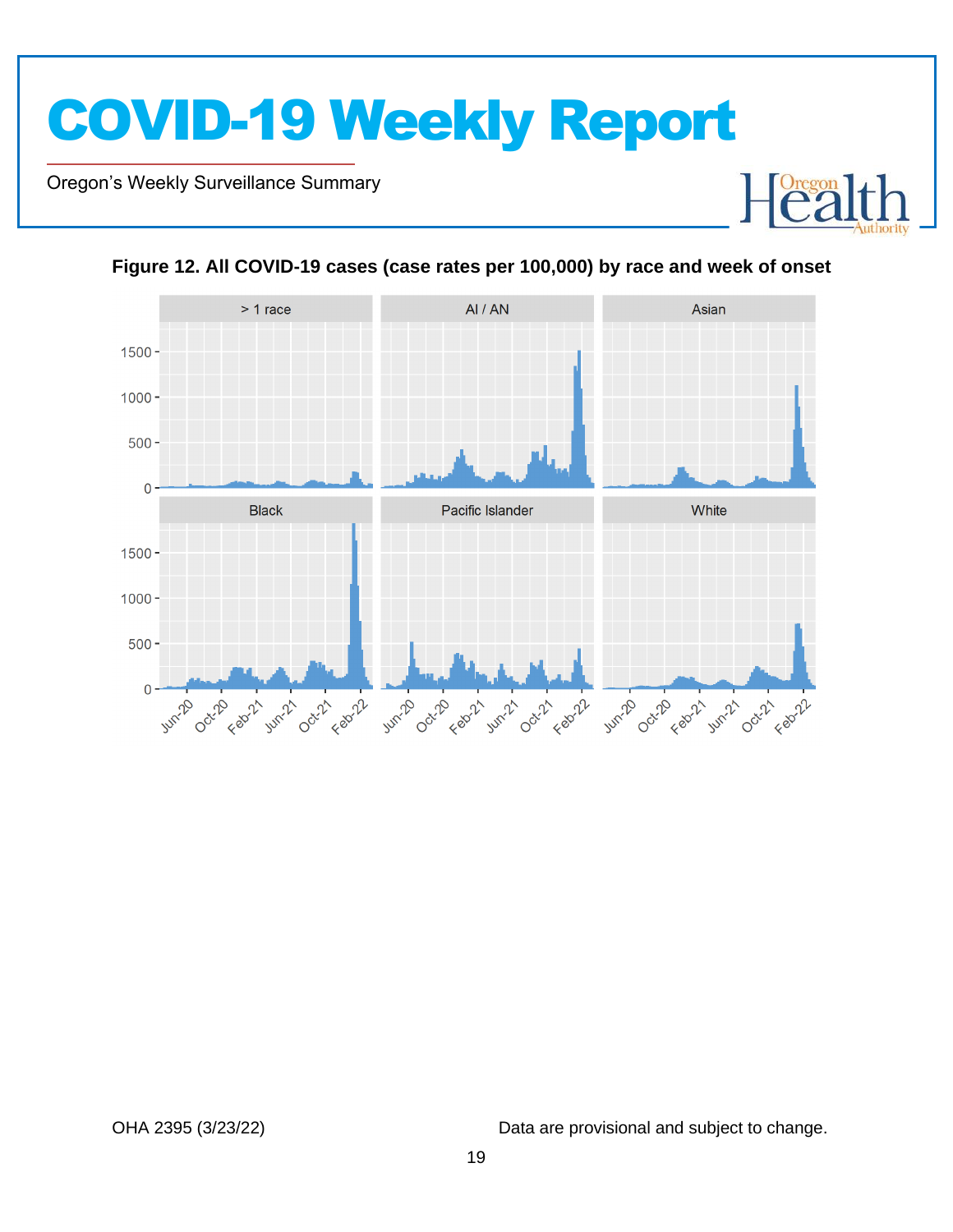**Figure 12. All COVID-19 cases (case rates per 100,000) by race and week of onset**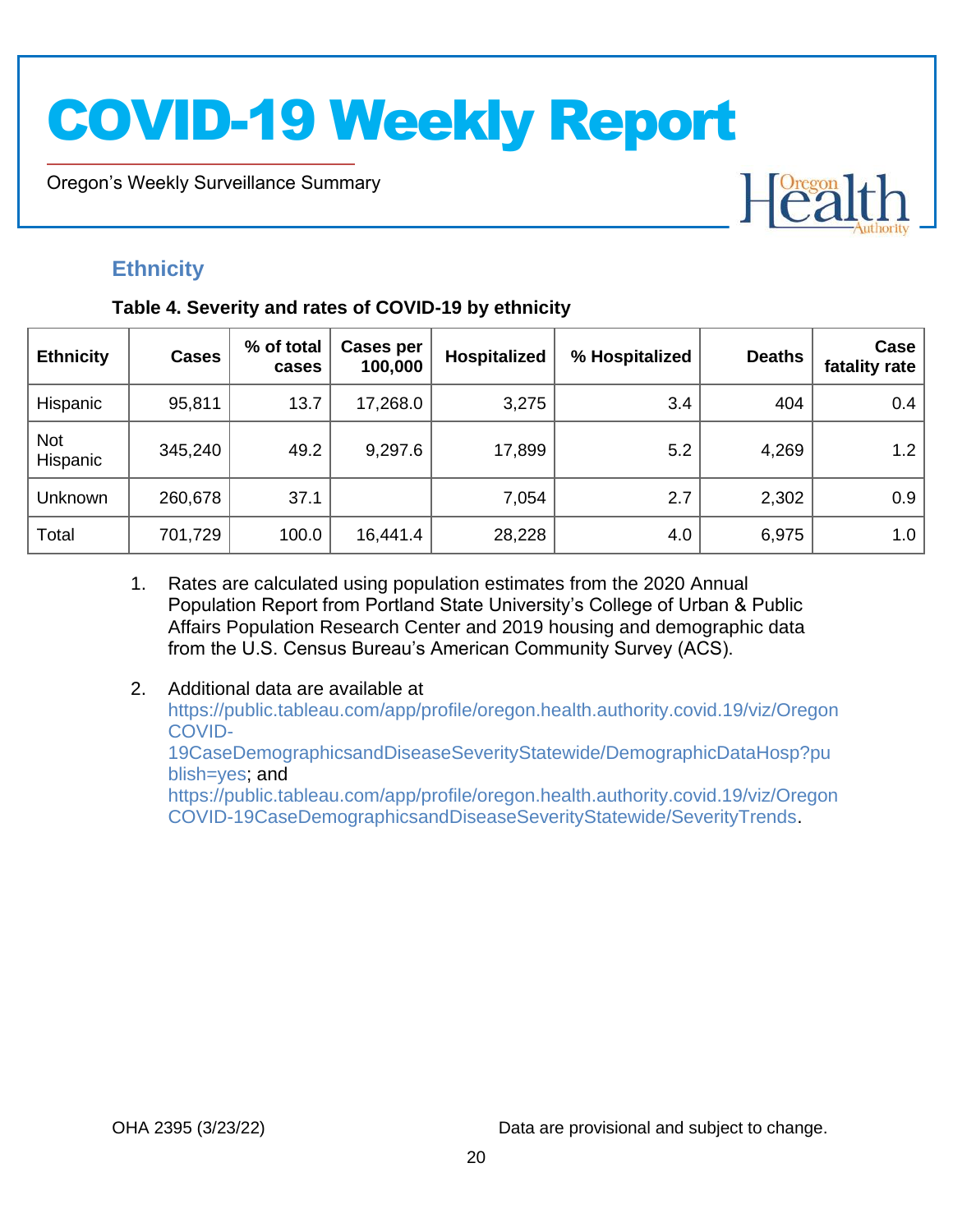## Ethnicity

**Table 4. Severity and rates of COVID-19 by ethnicity**

| Ethnicity | Cases | % of total cases | Cases per 100,000 | Hospitalized | % Hospitalized | Deaths | Case fatality rate |
|---|---|---|---|---|---|---|---|
| Hispanic | 95,811 | 13.7 | 17,268.0 | 3,275 | 3.4 | 404 | 0.4 |
| Not Hispanic | 345,240 | 49.2 | 9,297.6 | 17,899 | 5.2 | 4,269 | 1.2 |
| Unknown | 260,678 | 37.1 | | 7,054 | 2.7 | 2,302 | 0.9 |
| Total | 701,729 | 100.0 | 16,441.4 | 28,228 | 4.0 | 6,975 | 1.0 |

1. Rates are calculated using population estimates from the 2020 Annual Population Report from Portland State University's College of Urban & Public Affairs Population Research Center and 2019 housing and demographic data from the U.S. Census Bureau's American Community Survey (ACS).

2. Additional data are available at https://public.tableau.com/app/profile/oregon.health.authority.covid.19/viz/OregonCOVID-19CaseDemographicsandDiseaseSeverityStatewide/DemographicDataHosp?publish=yes; and https://public.tableau.com/app/profile/oregon.health.authority.covid.19/viz/OregonCOVID-19CaseDemographicsandDiseaseSeverityStatewide/SeverityTrends.

OHA 2395 (3/23/22) Data are provisional and subject to change.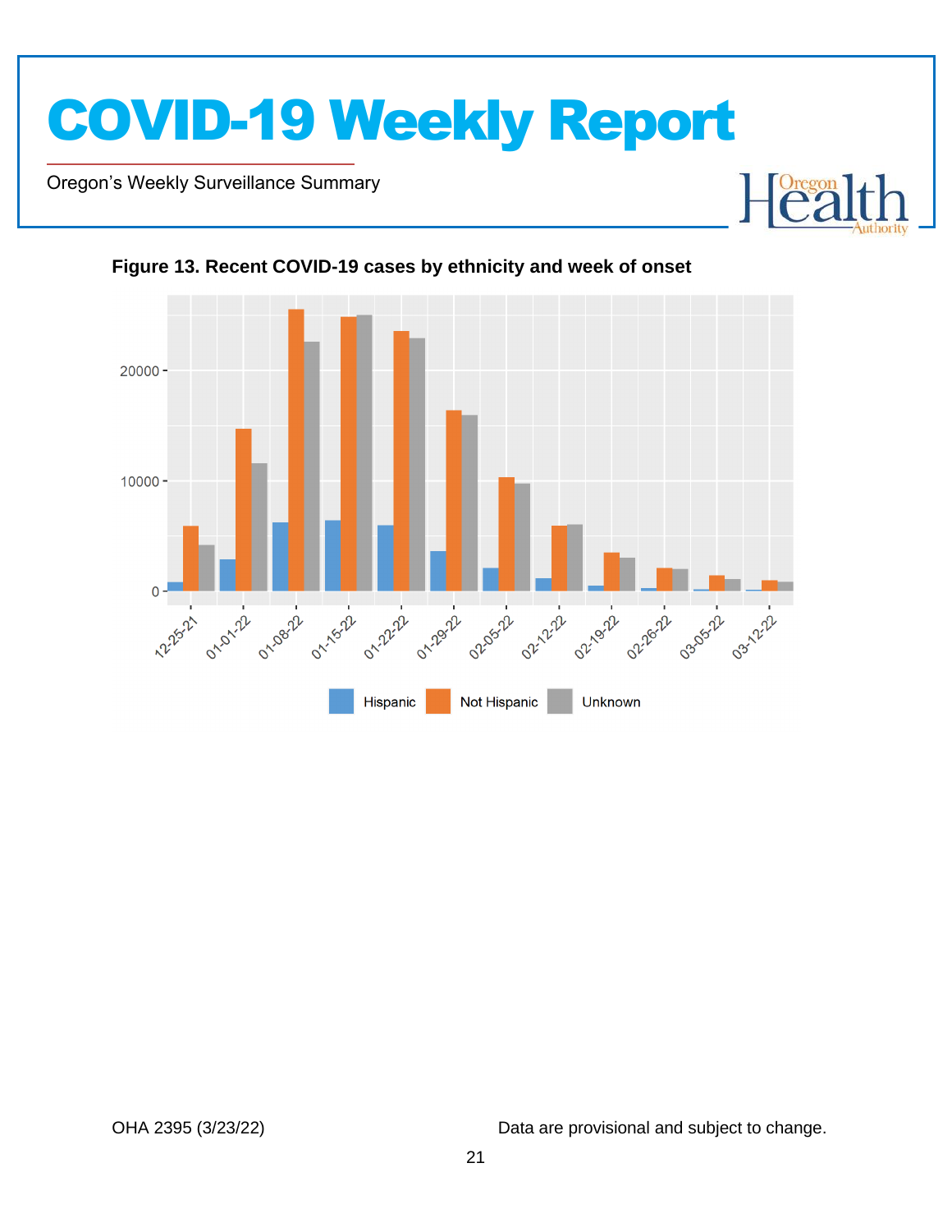**Figure 13. Recent COVID-19 cases by ethnicity and week of onset**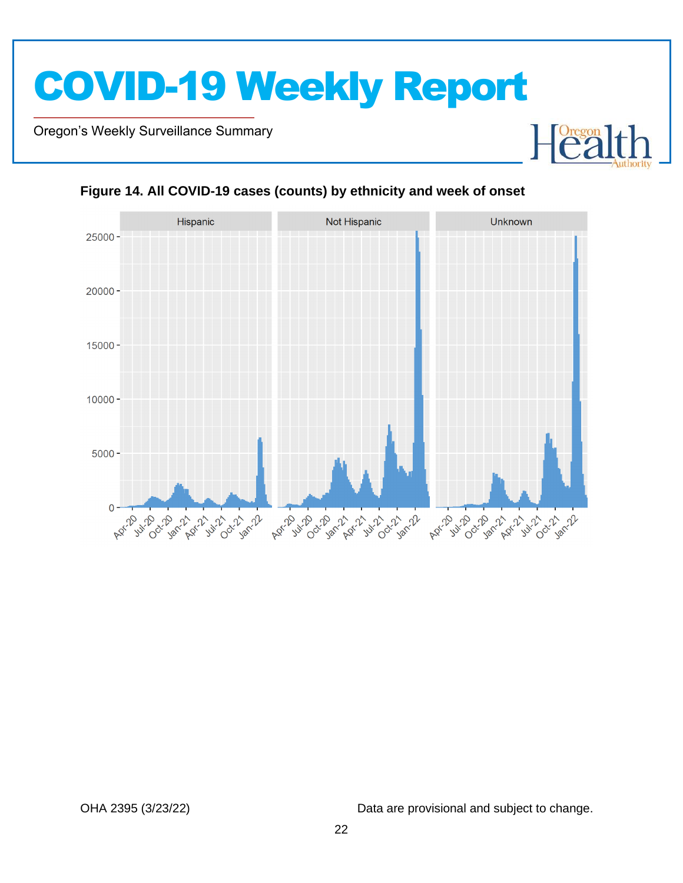**Figure 14. All COVID-19 cases (counts) by ethnicity and week of onset**

Data are provisional and subject to change.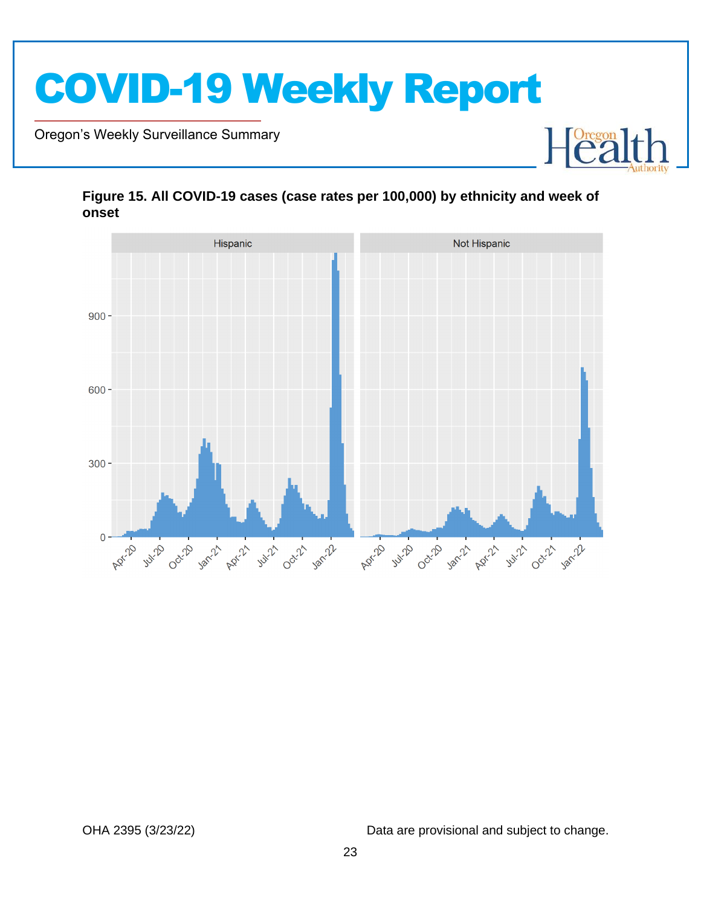**Figure 15. All COVID-19 cases (case rates per 100,000) by ethnicity and week of onset**

OHA 2395 (3/23/22)

Data are provisional and subject to change.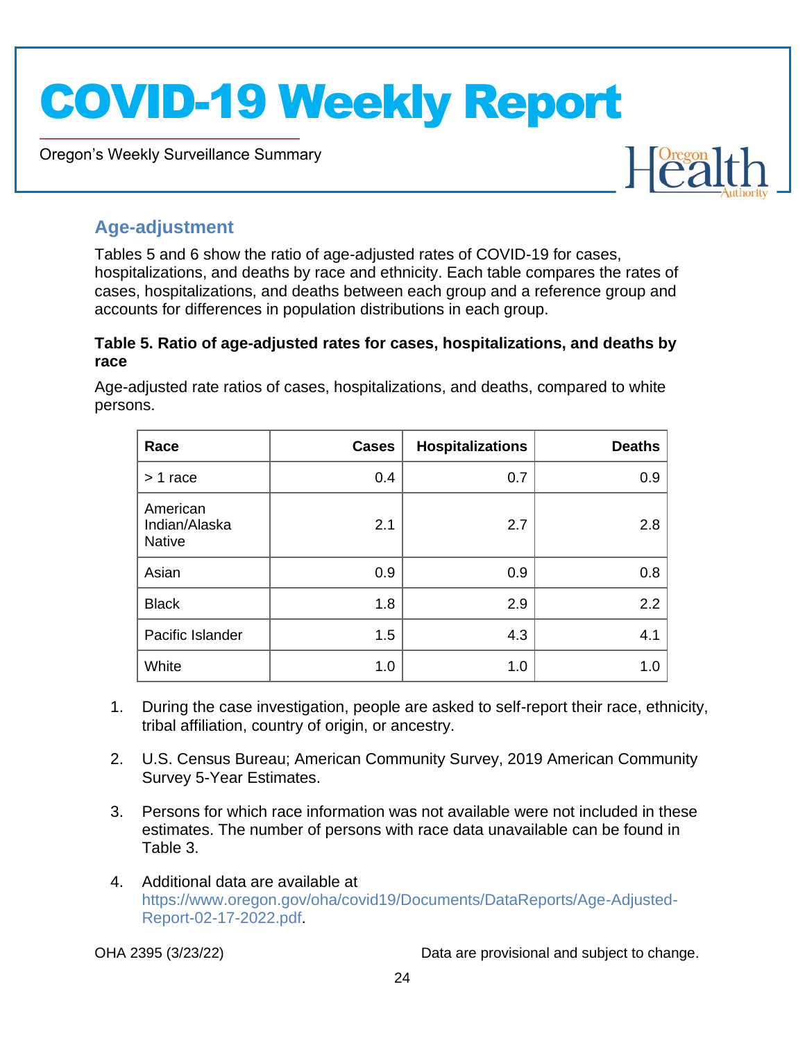## Age-adjustment

Tables 5 and 6 show the ratio of age-adjusted rates of COVID-19 for cases, hospitalizations, and deaths by race and ethnicity. Each table compares the rates of cases, hospitalizations, and deaths between each group and a reference group and accounts for differences in population distributions in each group.

**Table 5. Ratio of age-adjusted rates for cases, hospitalizations, and deaths by race**

Age-adjusted rate ratios of cases, hospitalizations, and deaths, compared to white persons.

| Race | Cases | Hospitalizations | Deaths |
|---|---|---|---|
| > 1 race | 0.4 | 0.7 | 0.9 |
| American Indian/Alaska Native | 2.1 | 2.7 | 2.8 |
| Asian | 0.9 | 0.9 | 0.8 |
| Black | 1.8 | 2.9 | 2.2 |
| Pacific Islander | 1.5 | 4.3 | 4.1 |
| White | 1.0 | 1.0 | 1.0 |

1. During the case investigation, people are asked to self-report their race, ethnicity, tribal affiliation, country of origin, or ancestry.
2. U.S. Census Bureau; American Community Survey, 2019 American Community Survey 5-Year Estimates.
3. Persons for which race information was not available were not included in these estimates. The number of persons with race data unavailable can be found in Table 3.
4. Additional data are available at https://www.oregon.gov/oha/covid19/Documents/DataReports/Age-Adjusted-Report-02-17-2022.pdf.

OHA 2395 (3/23/22) Data are provisional and subject to change.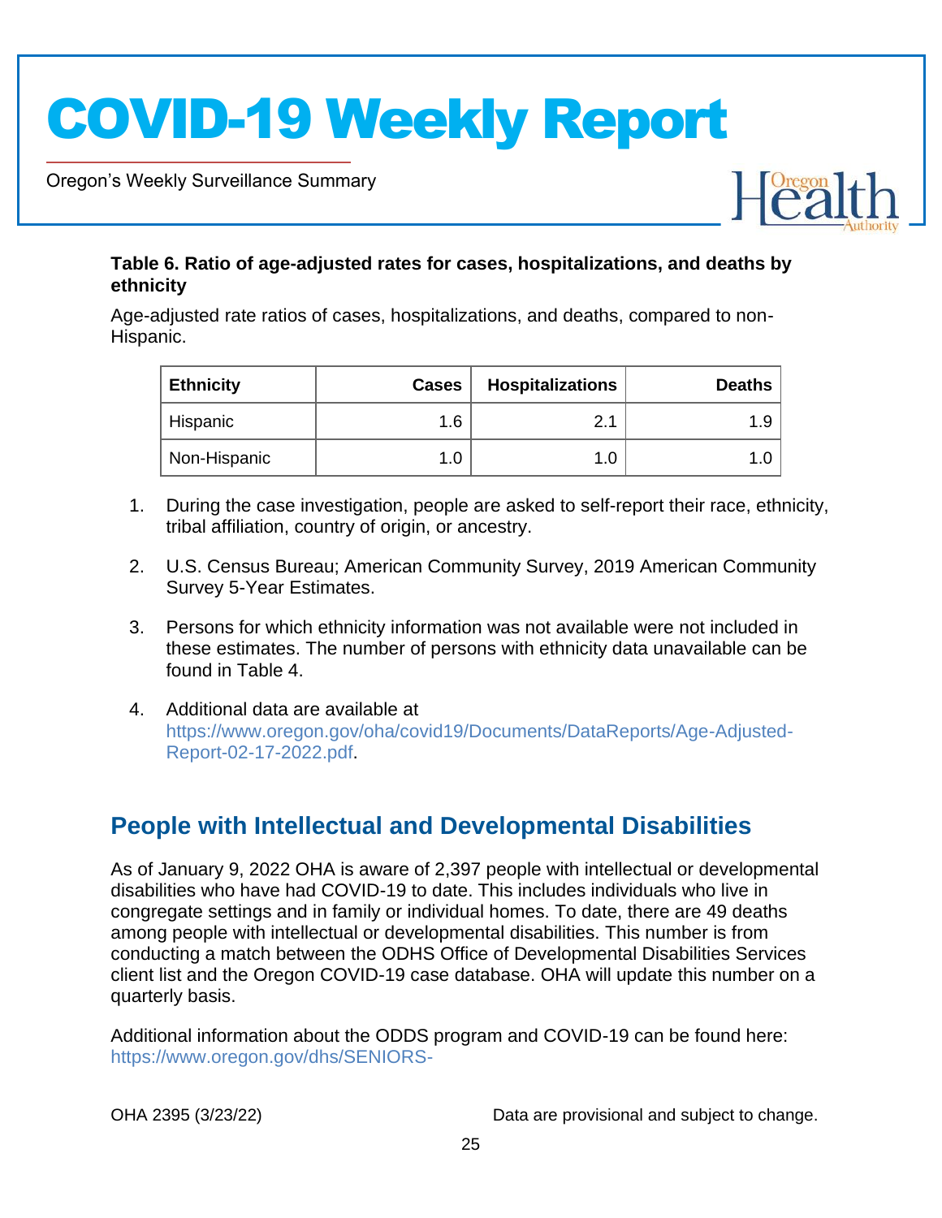**Table 6. Ratio of age-adjusted rates for cases, hospitalizations, and deaths by ethnicity**

Age-adjusted rate ratios of cases, hospitalizations, and deaths, compared to non-Hispanic.

| Ethnicity | Cases | Hospitalizations | Deaths |
|---|---|---|---|
| Hispanic | 1.6 | 2.1 | 1.9 |
| Non-Hispanic | 1.0 | 1.0 | 1.0 |

1. During the case investigation, people are asked to self-report their race, ethnicity, tribal affiliation, country of origin, or ancestry.
2. U.S. Census Bureau; American Community Survey, 2019 American Community Survey 5-Year Estimates.
3. Persons for which ethnicity information was not available were not included in these estimates. The number of persons with ethnicity data unavailable can be found in Table 4.
4. Additional data are available at https://www.oregon.gov/oha/covid19/Documents/DataReports/Age-Adjusted-Report-02-17-2022.pdf.

## People with Intellectual and Developmental Disabilities

As of January 9, 2022 OHA is aware of 2,397 people with intellectual or developmental disabilities who have had COVID-19 to date. This includes individuals who live in congregate settings and in family or individual homes. To date, there are 49 deaths among people with intellectual or developmental disabilities. This number is from conducting a match between the ODHS Office of Developmental Disabilities Services client list and the Oregon COVID-19 case database. OHA will update this number on a quarterly basis.

Additional information about the ODDS program and COVID-19 can be found here: https://www.oregon.gov/dhs/SENIORS-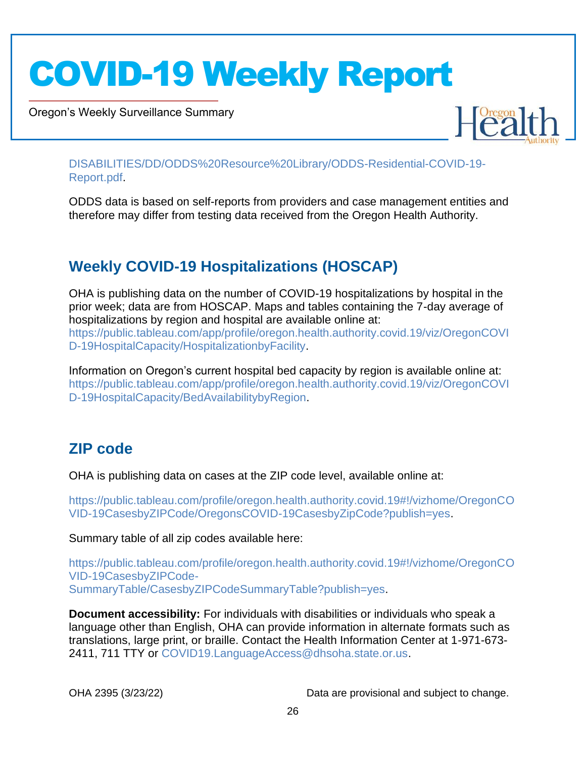DISABILITIES/DD/ODDS%20Resource%20Library/ODDS-Residential-COVID-19-Report.pdf.

ODDS data is based on self-reports from providers and case management entities and therefore may differ from testing data received from the Oregon Health Authority.

## Weekly COVID-19 Hospitalizations (HOSCAP)

OHA is publishing data on the number of COVID-19 hospitalizations by hospital in the prior week; data are from HOSCAP. Maps and tables containing the 7-day average of hospitalizations by region and hospital are available online at: https://public.tableau.com/app/profile/oregon.health.authority.covid.19/viz/OregonCOVID-19HospitalCapacity/HospitalizationbyFacility.

Information on Oregon's current hospital bed capacity by region is available online at: https://public.tableau.com/app/profile/oregon.health.authority.covid.19/viz/OregonCOVID-19HospitalCapacity/BedAvailabilitybyRegion.

## ZIP code

OHA is publishing data on cases at the ZIP code level, available online at:

https://public.tableau.com/profile/oregon.health.authority.covid.19#!/vizhome/OregonCOVID-19CasesbyZIPCode/OregonsCOVID-19CasesbyZipCode?publish=yes.

Summary table of all zip codes available here:

https://public.tableau.com/profile/oregon.health.authority.covid.19#!/vizhome/OregonCOVID-19CasesbyZIPCode-SummaryTable/CasesbyZIPCodeSummaryTable?publish=yes.

**Document accessibility:** For individuals with disabilities or individuals who speak a language other than English, OHA can provide information in alternate formats such as translations, large print, or braille. Contact the Health Information Center at 1-971-673-2411, 711 TTY or COVID19.LanguageAccess@dhsoha.state.or.us.

OHA 2395 (3/23/22)

Data are provisional and subject to change.